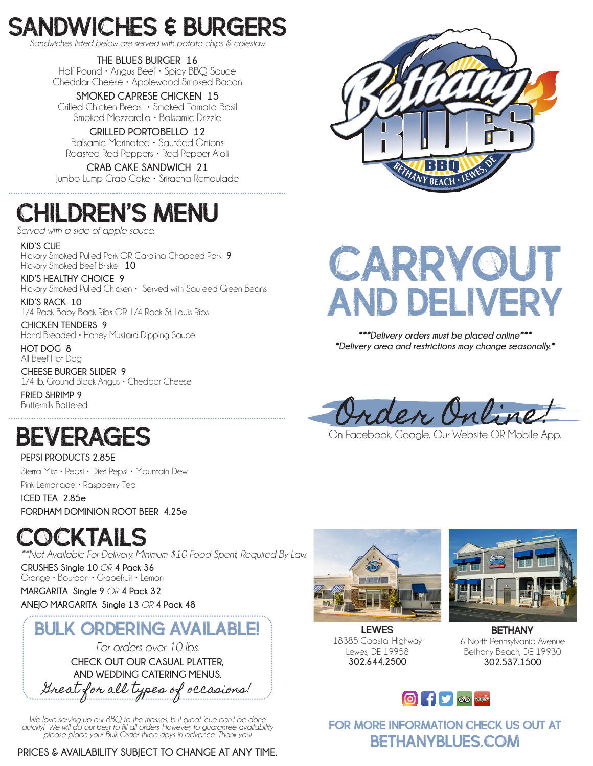# SANDWICHES & BURGERS

*Sandwiches listed below are served with potato chips & coleslaw.*

**THE BLUES BURGER 16**
Half Pound • Angus Beef • Spicy BBQ Sauce
Cheddar Cheese • Applewood Smoked Bacon

**SMOKED CAPRESE CHICKEN 15**
Grilled Chicken Breast • Smoked Tomato Basil
Smoked Mozzarella • Balsamic Drizzle

**GRILLED PORTOBELLO 12**
Balsamic Marinated • Sautéed Onions
Roasted Red Peppers • Red Pepper Aioli

**CRAB CAKE SANDWICH 21**
Jumbo Lump Crab Cake • Sriracha Remoulade

# CHILDREN'S MENU

*Served with a side of apple sauce.*

**KID'S CUE**
Hickory Smoked Pulled Pork OR Carolina Chopped Pork **9**
Hickory Smoked Beef Brisket **10**

**KID'S HEALTHY CHOICE 9**
Hickory Smoked Pulled Chicken • Served with Sauteed Green Beans

**KID'S RACK 10**
1/4 Rack Baby Back Ribs OR 1/4 Rack St. Louis Ribs

**CHICKEN TENDERS 9**
Hand Breaded • Honey Mustard Dipping Sauce

**HOT DOG 8**
All Beef Hot Dog

**CHEESE BURGER SLIDER 9**
1/4 lb. Ground Black Angus • Cheddar Cheese

**FRIED SHRIMP 9**
Buttermilk Battered

# BEVERAGES

**PEPSI PRODUCTS 2.85E**
Sierra Mist • Pepsi • Diet Pepsi • Mountain Dew
Pink Lemonade • Raspberry Tea

**ICED TEA 2.85e**

**FORDHAM DOMINION ROOT BEER 4.25e**

# COCKTAILS

*\*\*Not Available For Delivery. Minimum $10 Food Spent, Required By Law.*

**CRUSHES Single 10** *OR* **4 Pack 36**
Orange • Bourbon • Grapefruit • Lemon

**MARGARITA Single 9** *OR* **4 Pack 32**

**ANEJO MARGARITA Single 13** *OR* **4 Pack 48**

## BULK ORDERING AVAILABLE!

*For orders over 10 lbs.*

CHECK OUT OUR CASUAL PLATTER, AND WEDDING CATERING MENUS.

*Great for all types of occasions!*

*We love serving up our BBQ to the masses, but great 'cue can't be done quickly! We will do our best to fill all orders. However, to guarantee availability please place your Bulk Order three days in advance. Thank you!*

PRICES & AVAILABILITY SUBJECT TO CHANGE AT ANY TIME.

Bethany Blues BBQ
BETHANY BEACH • LEWES, DE

# CARRYOUT AND DELIVERY

***\*\*\*Delivery orders must be placed online\*\*\****
***\*Delivery area and restrictions may change seasonally.\****

*Order Online!*
On Facebook, Google, Our Website OR Mobile App.

**LEWES**
18385 Coastal Highway
Lewes, DE 19958
**302.644.2500**

**BETHANY**
6 North Pennsylvania Avenue
Bethany Beach, DE 19930
**302.537.1500**

FOR MORE INFORMATION CHECK US OUT AT
**BETHANYBLUES.COM**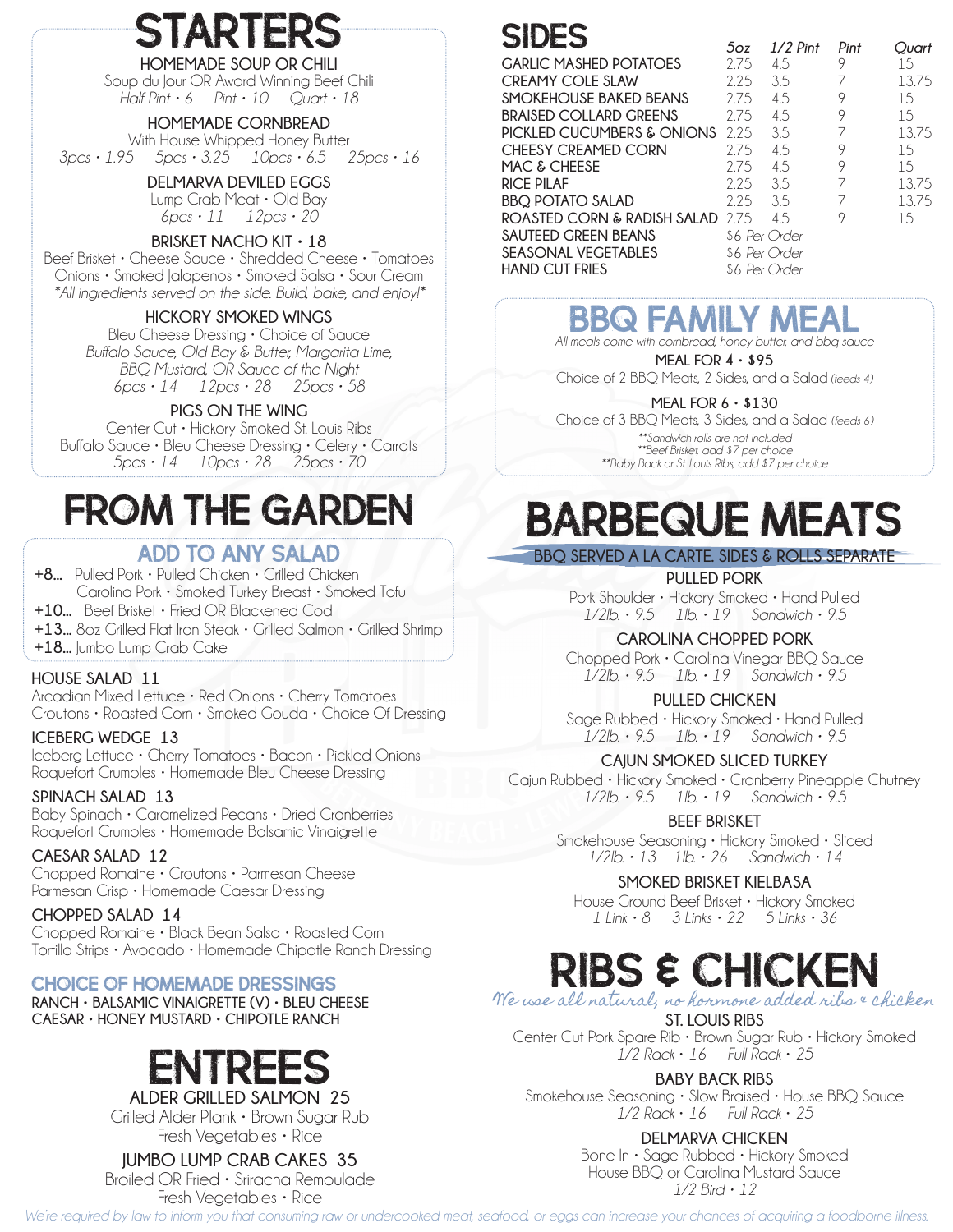# STARTERS

### HOMEMADE SOUP OR CHILI
Soup du Jour OR Award Winning Beef Chili
*Half Pint • 6 Pint • 10 Quart • 18*

### HOMEMADE CORNBREAD
With House Whipped Honey Butter
*3pcs • 1.95 5pcs • 3.25 10pcs • 6.5 25pcs • 16*

### DELMARVA DEVILED EGGS
Lump Crab Meat • Old Bay
*6pcs • 11 12pcs • 20*

### BRISKET NACHO KIT • 18
Beef Brisket • Cheese Sauce • Shredded Cheese • Tomatoes
Onions • Smoked Jalapenos • Smoked Salsa • Sour Cream
*\*All ingredients served on the side. Build, bake, and enjoy!\**

### HICKORY SMOKED WINGS
Bleu Cheese Dressing • Choice of Sauce
*Buffalo Sauce, Old Bay & Butter, Margarita Lime, BBQ Mustard, OR Sauce of the Night*
*6pcs • 14 12pcs • 28 25pcs • 58*

### PIGS ON THE WING
Center Cut • Hickory Smoked St. Louis Ribs
Buffalo Sauce • Bleu Cheese Dressing • Celery • Carrots
*5pcs • 14 10pcs • 28 25pcs • 70*

# FROM THE GARDEN

## ADD TO ANY SALAD
**+8...** Pulled Pork • Pulled Chicken • Grilled Chicken
Carolina Pork • Smoked Turkey Breast • Smoked Tofu
**+10...** Beef Brisket • Fried OR Blackened Cod
**+13...** 8oz Grilled Flat Iron Steak • Grilled Salmon • Grilled Shrimp
**+18...** Jumbo Lump Crab Cake

### HOUSE SALAD 11
Arcadian Mixed Lettuce • Red Onions • Cherry Tomatoes
Croutons • Roasted Corn • Smoked Gouda • Choice Of Dressing

### ICEBERG WEDGE 13
Iceberg Lettuce • Cherry Tomatoes • Bacon • Pickled Onions
Roquefort Crumbles • Homemade Bleu Cheese Dressing

### SPINACH SALAD 13
Baby Spinach • Caramelized Pecans • Dried Cranberries
Roquefort Crumbles • Homemade Balsamic Vinaigrette

### CAESAR SALAD 12
Chopped Romaine • Croutons • Parmesan Cheese
Parmesan Crisp • Homemade Caesar Dressing

### CHOPPED SALAD 14
Chopped Romaine • Black Bean Salsa • Roasted Corn
Tortilla Strips • Avocado • Homemade Chipotle Ranch Dressing

## CHOICE OF HOMEMADE DRESSINGS
RANCH • BALSAMIC VINAIGRETTE (V) • BLEU CHEESE
CAESAR • HONEY MUSTARD • CHIPOTLE RANCH

# ENTREES

### ALDER GRILLED SALMON 25
Grilled Alder Plank • Brown Sugar Rub
Fresh Vegetables • Rice

### JUMBO LUMP CRAB CAKES 35
Broiled OR Fried • Sriracha Remoulade
Fresh Vegetables • Rice

# SIDES

| | 5oz | 1/2 Pint | Pint | Quart |
|---|---|---|---|---|
| GARLIC MASHED POTATOES | 2.75 | 4.5 | 9 | 15 |
| CREAMY COLE SLAW | 2.25 | 3.5 | 7 | 13.75 |
| SMOKEHOUSE BAKED BEANS | 2.75 | 4.5 | 9 | 15 |
| BRAISED COLLARD GREENS | 2.75 | 4.5 | 9 | 15 |
| PICKLED CUCUMBERS & ONIONS | 2.25 | 3.5 | 7 | 13.75 |
| CHEESY CREAMED CORN | 2.75 | 4.5 | 9 | 15 |
| MAC & CHEESE | 2.75 | 4.5 | 9 | 15 |
| RICE PILAF | 2.25 | 3.5 | 7 | 13.75 |
| BBQ POTATO SALAD | 2.25 | 3.5 | 7 | 13.75 |
| ROASTED CORN & RADISH SALAD | 2.75 | 4.5 | 9 | 15 |
| SAUTEED GREEN BEANS | $6 Per Order | | | |
| SEASONAL VEGETABLES | $6 Per Order | | | |
| HAND CUT FRIES | $6 Per Order | | | |

# BBQ FAMILY MEAL
*All meals come with cornbread, honey butter, and bbq sauce*

### MEAL FOR 4 • $95
Choice of 2 BBQ Meats, 2 Sides, and a Salad *(feeds 4)*

### MEAL FOR 6 • $130
Choice of 3 BBQ Meats, 3 Sides, and a Salad *(feeds 6)*

*\*\*Sandwich rolls are not included*
*\*\*Beef Brisket, add $7 per choice*
*\*\*Baby Back or St. Louis Ribs, add $7 per choice*

# BARBEQUE MEATS
BBQ SERVED A LA CARTE. SIDES & ROLLS SEPARATE

### PULLED PORK
Pork Shoulder • Hickory Smoked • Hand Pulled
*1/2lb. • 9.5 1lb. • 19 Sandwich • 9.5*

### CAROLINA CHOPPED PORK
Chopped Pork • Carolina Vinegar BBQ Sauce
*1/2lb. • 9.5 1lb. • 19 Sandwich • 9.5*

### PULLED CHICKEN
Sage Rubbed • Hickory Smoked • Hand Pulled
*1/2lb. • 9.5 1lb. • 19 Sandwich • 9.5*

### CAJUN SMOKED SLICED TURKEY
Cajun Rubbed • Hickory Smoked • Cranberry Pineapple Chutney
*1/2lb. • 9.5 1lb. • 19 Sandwich • 9.5*

### BEEF BRISKET
Smokehouse Seasoning • Hickory Smoked • Sliced
*1/2lb. • 13 1lb. • 26 Sandwich • 14*

### SMOKED BRISKET KIELBASA
House Ground Beef Brisket • Hickory Smoked
*1 Link • 8 3 Links • 22 5 Links • 36*

# RIBS & CHICKEN
*We use all natural, no hormone added ribs & chicken*

### ST. LOUIS RIBS
Center Cut Pork Spare Rib • Brown Sugar Rub • Hickory Smoked
*1/2 Rack • 16 Full Rack • 25*

### BABY BACK RIBS
Smokehouse Seasoning • Slow Braised • House BBQ Sauce
*1/2 Rack • 16 Full Rack • 25*

### DELMARVA CHICKEN
Bone In • Sage Rubbed • Hickory Smoked
House BBQ or Carolina Mustard Sauce
*1/2 Bird • 12*

*We're required by law to inform you that consuming raw or undercooked meat, seafood, or eggs can increase your chances of acquiring a foodborne illness.*